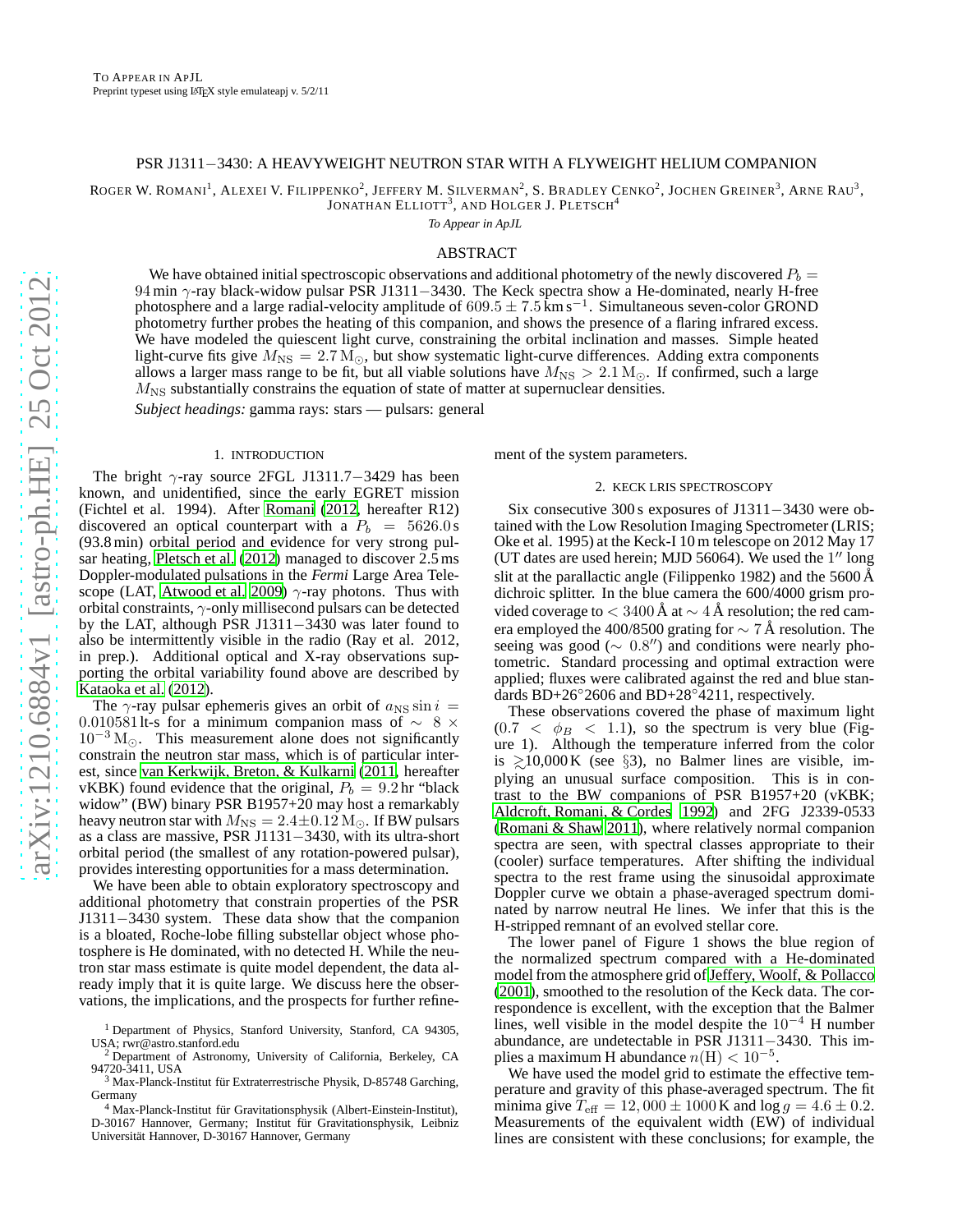# PSR J1311−3430: A HEAVYWEIGHT NEUTRON STAR WITH A FLYWEIGHT HELIUM COMPANION

Roger W. Romani[1], Alexei V. Filippenko[2], Jeffery M. Silverman[2], S. Bradley Cenko[2], Jochen Greiner[3], Arne Rau[3], Jonathan Elliott[3], and Holger J. Pletsch[4]

*To Appear in ApJL*

## ABSTRACT

We have obtained initial spectroscopic observations and additional photometry of the newly discovered $P_b = 94\,$min $\gamma$-ray black-widow pulsar PSR J1311−3430. The Keck spectra show a He-dominated, nearly H-free photosphere and a large radial-velocity amplitude of $609.5 \pm 7.5\,\mathrm{km\,s^{-1}}$. Simultaneous seven-color GROND photometry further probes the heating of this companion, and shows the presence of a flaring infrared excess. We have modeled the quiescent light curve, constraining the orbital inclination and masses. Simple heated light-curve fits give $M_{\rm NS} = 2.7\,\mathrm{M_\odot}$, but show systematic light-curve differences. Adding extra components allows a larger mass range to be fit, but all viable solutions have $M_{\rm NS} > 2.1\,\mathrm{M_\odot}$. If confirmed, such a large $M_{\rm NS}$ substantially constrains the equation of state of matter at supernuclear densities.

*Subject headings:* gamma rays: stars — pulsars: general

## 1. INTRODUCTION

The bright $\gamma$-ray source 2FGL J1311.7−3429 has been known, and unidentified, since the early EGRET mission (Fichtel et al. 1994). After Romani (2012, hereafter R12) discovered an optical counterpart with a $P_b = 5626.0\,$s (93.8 min) orbital period and evidence for very strong pulsar heating, Pletsch et al. (2012) managed to discover 2.5 ms Doppler-modulated pulsations in the *Fermi* Large Area Telescope (LAT, Atwood et al. 2009) $\gamma$-ray photons. Thus with orbital constraints, $\gamma$-only millisecond pulsars can be detected by the LAT, although PSR J1311−3430 was later found to also be intermittently visible in the radio (Ray et al. 2012, in prep.). Additional optical and X-ray observations supporting the orbital variability found above are described by Kataoka et al. (2012).

The $\gamma$-ray pulsar ephemeris gives an orbit of $a_{\rm NS} \sin i = 0.010581\,$lt-s for a minimum companion mass of $\sim 8 \times 10^{-3}\,\mathrm{M_\odot}$. This measurement alone does not significantly constrain the neutron star mass, which is of particular interest, since van Kerkwijk, Breton, & Kulkarni (2011, hereafter vKBK) found evidence that the original, $P_b = 9.2\,$hr "black widow" (BW) binary PSR B1957+20 may host a remarkably heavy neutron star with $M_{\rm NS} = 2.4 \pm 0.12\,\mathrm{M_\odot}$. If BW pulsars as a class are massive, PSR J1131−3430, with its ultra-short orbital period (the smallest of any rotation-powered pulsar), provides interesting opportunities for a mass determination.

We have been able to obtain exploratory spectroscopy and additional photometry that constrain properties of the PSR J1311−3430 system. These data show that the companion is a bloated, Roche-lobe filling substellar object whose photosphere is He dominated, with no detected H. While the neutron star mass estimate is quite model dependent, the data already imply that it is quite large. We discuss here the observations, the implications, and the prospects for further refinement of the system parameters.

## 2. KECK LRIS SPECTROSCOPY

Six consecutive 300 s exposures of J1311−3430 were obtained with the Low Resolution Imaging Spectrometer (LRIS; Oke et al. 1995) at the Keck-I 10 m telescope on 2012 May 17 (UT dates are used herein; MJD 56064). We used the 1″ long slit at the parallactic angle (Filippenko 1982) and the 5600 Å dichroic splitter. In the blue camera the 600/4000 grism provided coverage to $< 3400\,$Å at $\sim 4\,$Å resolution; the red camera employed the 400/8500 grating for $\sim 7\,$Å resolution. The seeing was good ($\sim 0.8''$) and conditions were nearly photometric. Standard processing and optimal extraction were applied; fluxes were calibrated against the red and blue standards BD+26°2606 and BD+28°4211, respectively.

These observations covered the phase of maximum light ($0.7 < \phi_B < 1.1$), so the spectrum is very blue (Figure 1). Although the temperature inferred from the color is $\gtrsim$10,000 K (see §3), no Balmer lines are visible, implying an unusual surface composition. This is in contrast to the BW companions of PSR B1957+20 (vKBK; Aldcroft, Romani, & Cordes 1992) and 2FG J2339-0533 (Romani & Shaw 2011), where relatively normal companion spectra are seen, with spectral classes appropriate to their (cooler) surface temperatures. After shifting the individual spectra to the rest frame using the sinusoidal approximate Doppler curve we obtain a phase-averaged spectrum dominated by narrow neutral He lines. We infer that this is the H-stripped remnant of an evolved stellar core.

The lower panel of Figure 1 shows the blue region of the normalized spectrum compared with a He-dominated model from the atmosphere grid of Jeffery, Woolf, & Pollacco (2001), smoothed to the resolution of the Keck data. The correspondence is excellent, with the exception that the Balmer lines, well visible in the model despite the $10^{-4}$ H number abundance, are undetectable in PSR J1311−3430. This implies a maximum H abundance $n(\mathrm{H}) < 10^{-5}$.

We have used the model grid to estimate the effective temperature and gravity of this phase-averaged spectrum. The fit minima give $T_{\rm eff} = 12,000 \pm 1000\,$K and $\log g = 4.6 \pm 0.2$. Measurements of the equivalent width (EW) of individual lines are consistent with these conclusions; for example, the

---

[1] Department of Physics, Stanford University, Stanford, CA 94305, USA; rwr@astro.stanford.edu

[2] Department of Astronomy, University of California, Berkeley, CA 94720-3411, USA

[3] Max-Planck-Institut für Extraterrestrische Physik, D-85748 Garching, Germany

[4] Max-Planck-Institut für Gravitationsphysik (Albert-Einstein-Institut), D-30167 Hannover, Germany; Institut für Gravitationsphysik, Leibniz Universität Hannover, D-30167 Hannover, Germany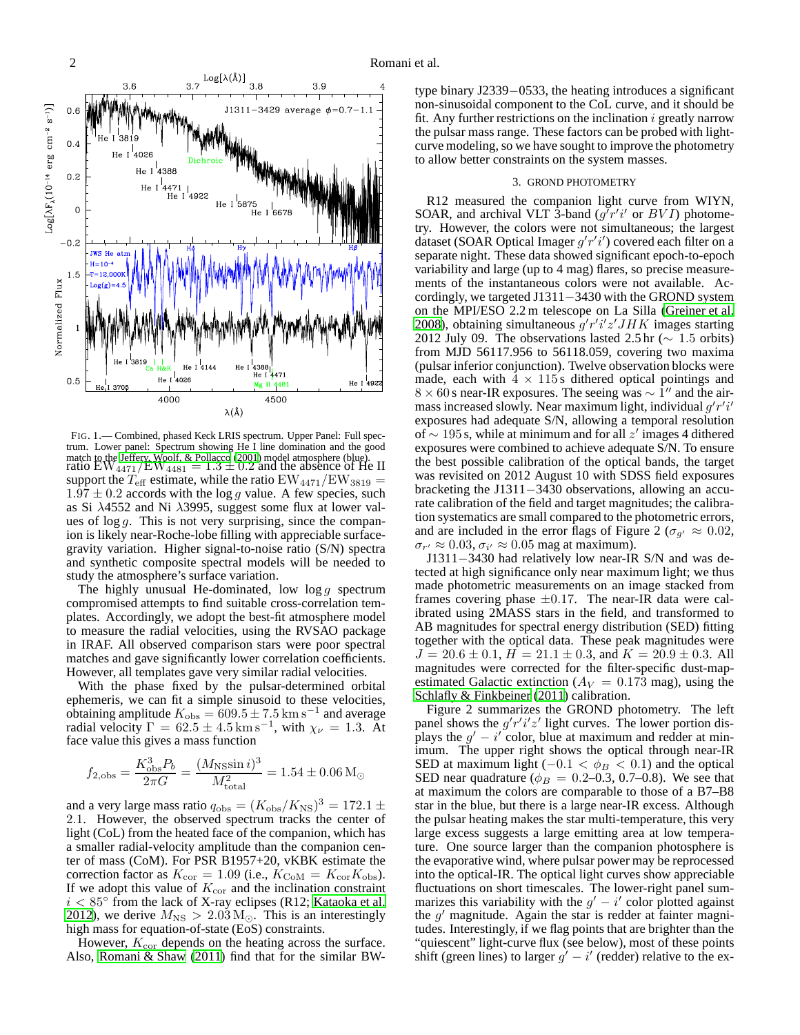FIG. 1.— Combined, phased Keck LRIS spectrum. Upper Panel: Full spectrum. Lower panel: Spectrum showing He I line domination and the good match to the Jeffery, Woolf, & Pollacco (2001) model atmosphere (blue).

ratio $\mathrm{EW}_{4471}/\mathrm{EW}_{4481} = 1.3 \pm 0.2$ and the absence of He II support the $T_{\rm eff}$ estimate, while the ratio $\mathrm{EW}_{4471}/\mathrm{EW}_{3819} = 1.97 \pm 0.2$ accords with the $\log g$ value. A few species, such as Si $\lambda$4552 and Ni $\lambda$3995, suggest some flux at lower values of $\log g$. This is not very surprising, since the companion is likely near-Roche-lobe filling with appreciable surface-gravity variation. Higher signal-to-noise ratio (S/N) spectra and synthetic composite spectral models will be needed to study the atmosphere's surface variation.

The highly unusual He-dominated, low $\log g$ spectrum compromised attempts to find suitable cross-correlation templates. Accordingly, we adopt the best-fit atmosphere model to measure the radial velocities, using the RVSAO package in IRAF. All observed comparison stars were poor spectral matches and gave significantly lower correlation coefficients. However, all templates gave very similar radial velocities.

With the phase fixed by the pulsar-determined orbital ephemeris, we can fit a simple sinusoid to these velocities, obtaining amplitude $K_{\rm obs} = 609.5 \pm 7.5\,{\rm km\,s^{-1}}$ and average radial velocity $\Gamma = 62.5 \pm 4.5\,{\rm km\,s^{-1}}$, with $\chi_\nu = 1.3$. At face value this gives a mass function

$$f_{2,{\rm obs}} = \frac{K_{\rm obs}^3 P_b}{2\pi G} = \frac{(M_{\rm NS} \sin i)^3}{M_{\rm total}^2} = 1.54 \pm 0.06\,{\rm M_\odot}$$

and a very large mass ratio $q_{\rm obs} = (K_{\rm obs}/K_{\rm NS})^3 = 172.1 \pm 2.1$. However, the observed spectrum tracks the center of light (CoL) from the heated face of the companion, which has a smaller radial-velocity amplitude than the companion center of mass (CoM). For PSR B1957+20, vKBK estimate the correction factor as $K_{\rm cor} = 1.09$ (i.e., $K_{\rm CoM} = K_{\rm cor} K_{\rm obs}$). If we adopt this value of $K_{\rm cor}$ and the inclination constraint $i < 85^\circ$ from the lack of X-ray eclipses (R12; Kataoka et al. 2012), we derive $M_{\rm NS} > 2.03\,{\rm M_\odot}$. This is an interestingly high mass for equation-of-state (EoS) constraints.

However, $K_{\rm cor}$ depends on the heating across the surface. Also, Romani & Shaw (2011) find that for the similar BW-type binary J2339$-$0533, the heating introduces a significant non-sinusoidal component to the CoL curve, and it should be fit. Any further restrictions on the inclination $i$ greatly narrow the pulsar mass range. These factors can be probed with light-curve modeling, so we have sought to improve the photometry to allow better constraints on the system masses.

## 3. GROND PHOTOMETRY

R12 measured the companion light curve from WIYN, SOAR, and archival VLT 3-band ($g'r'i'$ or $BVI$) photometry. However, the colors were not simultaneous; the largest dataset (SOAR Optical Imager $g'r'i'$) covered each filter on a separate night. These data showed significant epoch-to-epoch variability and large (up to 4 mag) flares, so precise measurements of the instantaneous colors were not available. Accordingly, we targeted J1311$-$3430 with the GROND system on the MPI/ESO 2.2 m telescope on La Silla (Greiner et al. 2008), obtaining simultaneous $g'r'i'z'JHK$ images starting 2012 July 09. The observations lasted 2.5 hr ($\sim 1.5$ orbits) from MJD 56117.956 to 56118.059, covering two maxima (pulsar inferior conjunction). Twelve observation blocks were made, each with $4 \times 115$ s dithered optical pointings and $8 \times 60$ s near-IR exposures. The seeing was $\sim 1''$ and the airmass increased slowly. Near maximum light, individual $g'r'i'$ exposures had adequate S/N, allowing a temporal resolution of $\sim 195$ s, while at minimum and for all $z'$ images 4 dithered exposures were combined to achieve adequate S/N. To ensure the best possible calibration of the optical bands, the target was revisited on 2012 August 10 with SDSS field exposures bracketing the J1311$-$3430 observations, allowing an accurate calibration of the field and target magnitudes; the calibration systematics are small compared to the photometric errors, and are included in the error flags of Figure 2 ($\sigma_{g'} \approx 0.02$, $\sigma_{r'} \approx 0.03$, $\sigma_{i'} \approx 0.05$ mag at maximum).

J1311$-$3430 had relatively low near-IR S/N and was detected at high significance only near maximum light; we thus made photometric measurements on an image stacked from frames covering phase $\pm 0.17$. The near-IR data were calibrated using 2MASS stars in the field, and transformed to AB magnitudes for spectral energy distribution (SED) fitting together with the optical data. These peak magnitudes were $J = 20.6 \pm 0.1$, $H = 21.1 \pm 0.3$, and $K = 20.9 \pm 0.3$. All magnitudes were corrected for the filter-specific dust-map-estimated Galactic extinction ($A_V = 0.173$ mag), using the Schlafly & Finkbeiner (2011) calibration.

Figure 2 summarizes the GROND photometry. The left panel shows the $g'r'i'z'$ light curves. The lower portion displays the $g' - i'$ color, blue at maximum and redder at minimum. The upper right shows the optical through near-IR SED at maximum light ($-0.1 < \phi_B < 0.1$) and the optical SED near quadrature ($\phi_B = 0.2$–0.3, 0.7–0.8). We see that at maximum the colors are comparable to those of a B7–B8 star in the blue, but there is a large near-IR excess. Although the pulsar heating makes the star multi-temperature, this very large excess suggests a large emitting area at low temperature. One source larger than the companion photosphere is the evaporative wind, where pulsar power may be reprocessed into the optical-IR. The optical light curves show appreciable fluctuations on short timescales. The lower-right panel summarizes this variability with the $g' - i'$ color plotted against the $g'$ magnitude. Again the star is redder at fainter magnitudes. Interestingly, if we flag points that are brighter than the "quiescent" light-curve flux (see below), most of these points shift (green lines) to larger $g' - i'$ (redder) relative to the ex-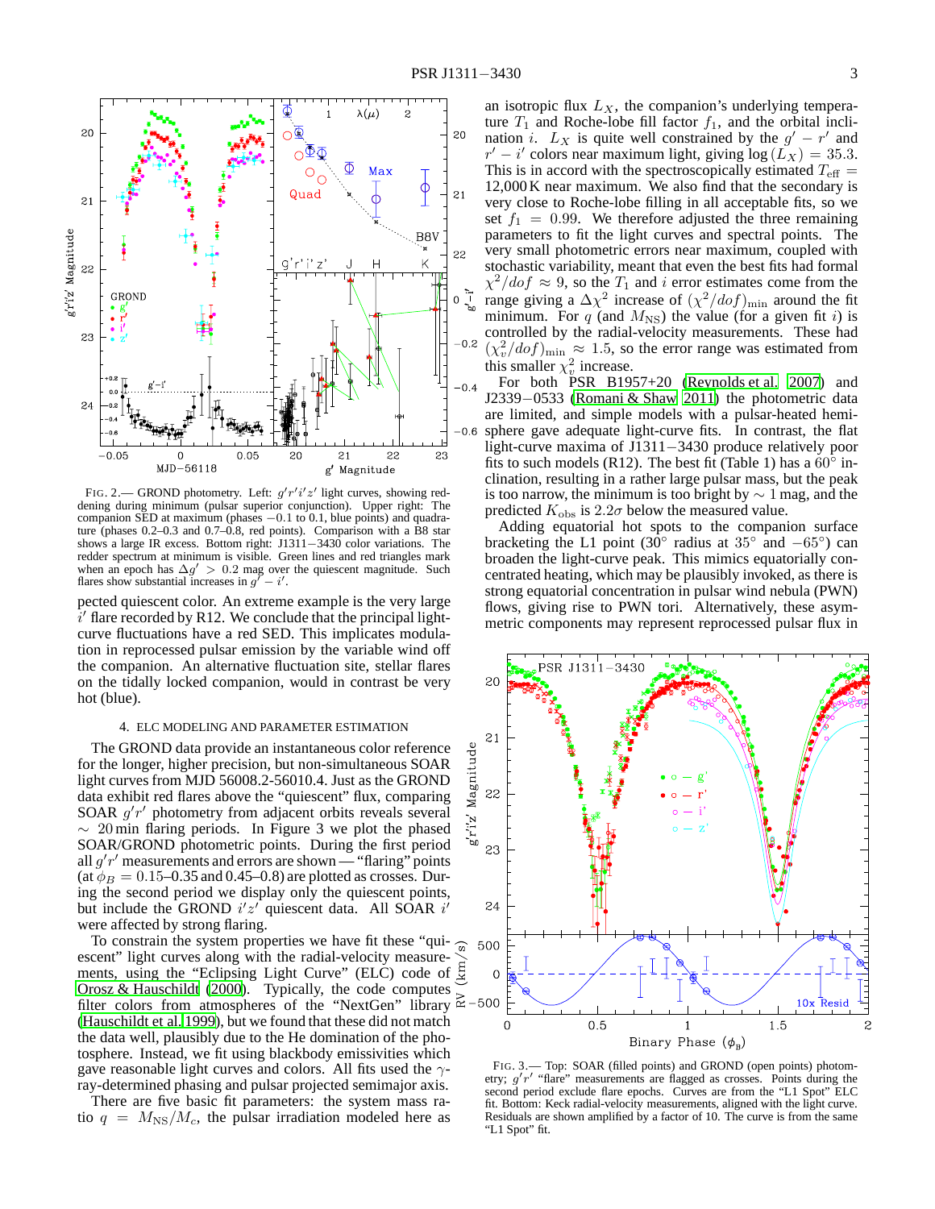FIG. 2.— GROND photometry. Left: $g'r'i'z'$ light curves, showing reddening during minimum (pulsar superior conjunction). Upper right: The companion SED at maximum (phases −0.1 to 0.1, blue points) and quadrature (phases 0.2–0.3 and 0.7–0.8, red points). Comparison with a B8 star shows a large IR excess. Bottom right: J1311−3430 color variations. The redder spectrum at minimum is visible. Green lines and red triangles mark when an epoch has $\Delta g' > 0.2$ mag over the quiescent magnitude. Such flares show substantial increases in $g' - i'$.

pected quiescent color. An extreme example is the very large $i'$ flare recorded by R12. We conclude that the principal light-curve fluctuations have a red SED. This implicates modulation in reprocessed pulsar emission by the variable wind off the companion. An alternative fluctuation site, stellar flares on the tidally locked companion, would in contrast be very hot (blue).

## 4. ELC MODELING AND PARAMETER ESTIMATION

The GROND data provide an instantaneous color reference for the longer, higher precision, but non-simultaneous SOAR light curves from MJD 56008.2-56010.4. Just as the GROND data exhibit red flares above the "quiescent" flux, comparing SOAR $g'r'$ photometry from adjacent orbits reveals several $\sim$ 20 min flaring periods. In Figure 3 we plot the phased SOAR/GROND photometric points. During the first period all $g'r'$ measurements and errors are shown — "flaring" points (at $\phi_B = 0.15$–$0.35$ and 0.45–0.8) are plotted as crosses. During the second period we display only the quiescent points, but include the GROND $i'z'$ quiescent data. All SOAR $i'$ were affected by strong flaring.

To constrain the system properties we have fit these "quiescent" light curves along with the radial-velocity measurements, using the "Eclipsing Light Curve" (ELC) code of Orosz & Hauschildt (2000). Typically, the code computes filter colors from atmospheres of the "NextGen" library (Hauschildt et al. 1999), but we found that these did not match the data well, plausibly due to the He domination of the photosphere. Instead, we fit using blackbody emissivities which gave reasonable light curves and colors. All fits used the $\gamma$-ray-determined phasing and pulsar projected semimajor axis.

There are five basic fit parameters: the system mass ratio $q = M_{NS}/M_c$, the pulsar irradiation modeled here as an isotropic flux $L_X$, the companion's underlying temperature $T_1$ and Roche-lobe fill factor $f_1$, and the orbital inclination $i$. $L_X$ is quite well constrained by the $g' - r'$ and $r' - i'$ colors near maximum light, giving $\log(L_X) = 35.3$. This is in accord with the spectroscopically estimated $T_{\rm eff} = 12{,}000$ K near maximum. We also find that the secondary is very close to Roche-lobe filling in all acceptable fits, so we set $f_1 = 0.99$. We therefore adjusted the three remaining parameters to fit the light curves and spectral points. The very small photometric errors near maximum, coupled with stochastic variability, meant that even the best fits had formal $\chi^2/dof \approx 9$, so the $T_1$ and $i$ error estimates come from the range giving a $\Delta\chi^2$ increase of $(\chi^2/dof)_{\rm min}$ around the fit minimum. For $q$ (and $M_{NS}$) the value (for a given fit $i$) is controlled by the radial-velocity measurements. These had $(\chi^2_v/dof)_{\rm min} \approx 1.5$, so the error range was estimated from this smaller $\chi^2_v$ increase.

For both PSR B1957+20 (Reynolds et al. 2007) and J2339−0533 (Romani & Shaw 2011) the photometric data are limited, and simple models with a pulsar-heated hemisphere gave adequate light-curve fits. In contrast, the flat light-curve maxima of J1311−3430 produce relatively poor fits to such models (R12). The best fit (Table 1) has a 60° inclination, resulting in a rather large pulsar mass, but the peak is too narrow, the minimum is too bright by $\sim$ 1 mag, and the predicted $K_{\rm obs}$ is $2.2\sigma$ below the measured value.

Adding equatorial hot spots to the companion surface bracketing the L1 point (30° radius at 35° and −65°) can broaden the light-curve peak. This mimics equatorially concentrated heating, which may be plausibly invoked, as there is strong equatorial concentration in pulsar wind nebula (PWN) flows, giving rise to PWN tori. Alternatively, these asymmetric components may represent reprocessed pulsar flux in

FIG. 3.— Top: SOAR (filled points) and GROND (open points) photometry; $g'r'$ "flare" measurements are flagged as crosses. Points during the second period exclude flare epochs. Curves are from the "L1 Spot" ELC fit. Bottom: Keck radial-velocity measurements, aligned with the light curve. Residuals are shown amplified by a factor of 10. The curve is from the same "L1 Spot" fit.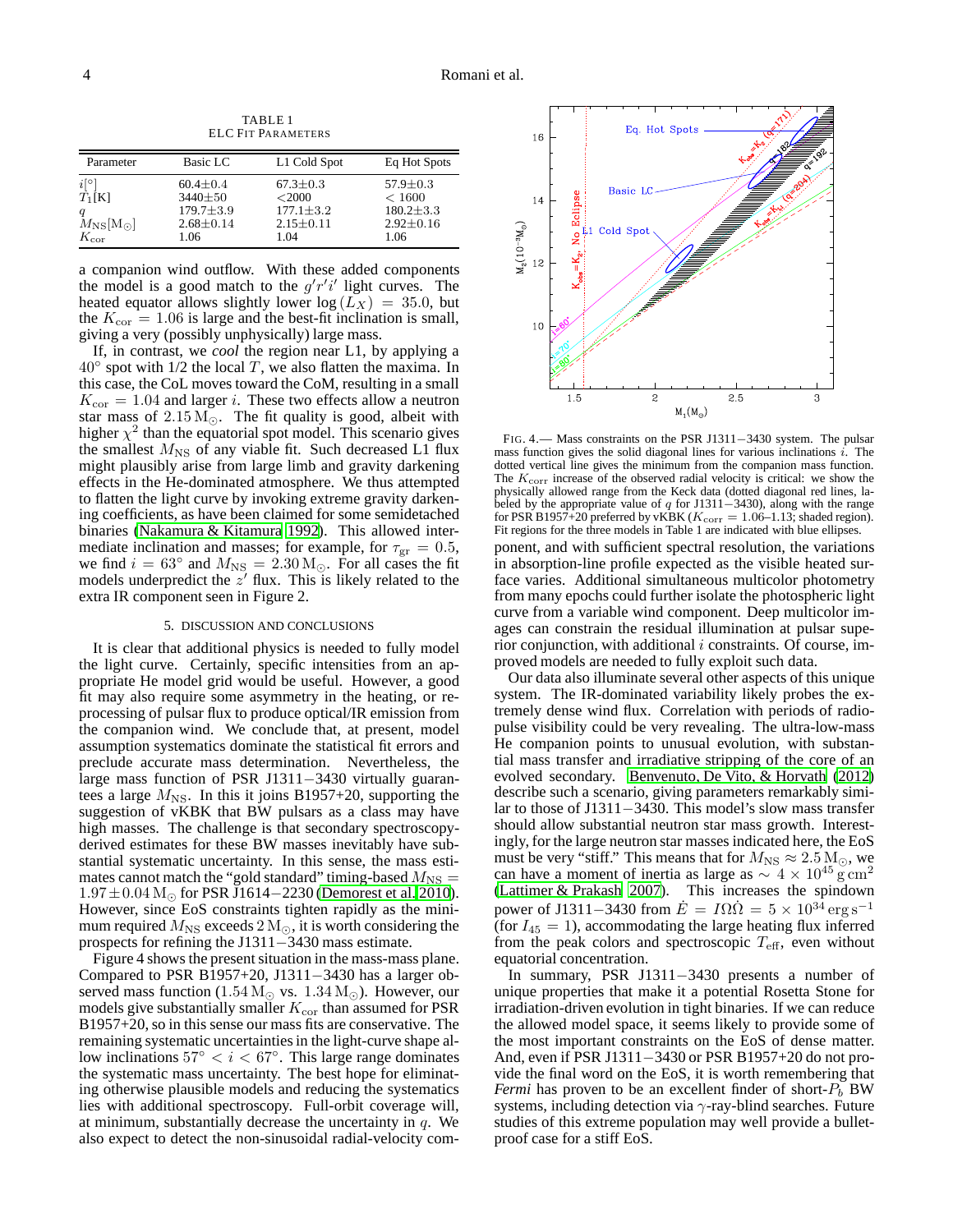TABLE 1
ELC FIT PARAMETERS

| Parameter | Basic LC | L1 Cold Spot | Eq Hot Spots |
|---|---|---|---|
| $i[°]$ | 60.4±0.4 | 67.3±0.3 | 57.9±0.3 |
| $T_1$[K] | 3440±50 | <2000 | < 1600 |
| $q$ | 179.7±3.9 | 177.1±3.2 | 180.2±3.3 |
| $M_{\rm NS}[{\rm M}_\odot]$ | 2.68±0.14 | 2.15±0.11 | 2.92±0.16 |
| $K_{\rm cor}$ | 1.06 | 1.04 | 1.06 |

a companion wind outflow. With these added components the model is a good match to the $g'r'i'$ light curves. The heated equator allows slightly lower $\log(L_X) = 35.0$, but the $K_{\rm cor} = 1.06$ is large and the best-fit inclination is small, giving a very (possibly unphysically) large mass.

If, in contrast, we *cool* the region near L1, by applying a $40°$ spot with 1/2 the local $T$, we also flatten the maxima. In this case, the CoL moves toward the CoM, resulting in a small $K_{\rm cor} = 1.04$ and larger $i$. These two effects allow a neutron star mass of $2.15\,{\rm M}_\odot$. The fit quality is good, albeit with higher $\chi^2$ than the equatorial spot model. This scenario gives the smallest $M_{\rm NS}$ of any viable fit. Such decreased L1 flux might plausibly arise from large limb and gravity darkening effects in the He-dominated atmosphere. We thus attempted to flatten the light curve by invoking extreme gravity darkening coefficients, as have been claimed for some semidetached binaries (Nakamura & Kitamura 1992). This allowed intermediate inclination and masses; for example, for $\tau_{\rm gr} = 0.5$, we find $i = 63°$ and $M_{\rm NS} = 2.30\,{\rm M}_\odot$. For all cases the fit models underpredict the $z'$ flux. This is likely related to the extra IR component seen in Figure 2.

## 5. DISCUSSION AND CONCLUSIONS

It is clear that additional physics is needed to fully model the light curve. Certainly, specific intensities from an appropriate He model grid would be useful. However, a good fit may also require some asymmetry in the heating, or reprocessing of pulsar flux to produce optical/IR emission from the companion wind. We conclude that, at present, model assumption systematics dominate the statistical fit errors and preclude accurate mass determination. Nevertheless, the large mass function of PSR J1311−3430 virtually guarantees a large $M_{\rm NS}$. In this it joins B1957+20, supporting the suggestion of vKBK that BW pulsars as a class may have high masses. The challenge is that secondary spectroscopy-derived estimates for these BW masses inevitably have substantial systematic uncertainty. In this sense, the mass estimates cannot match the "gold standard" timing-based $M_{\rm NS} = 1.97 \pm 0.04\,{\rm M}_\odot$ for PSR J1614−2230 (Demorest et al. 2010). However, since EoS constraints tighten rapidly as the minimum required $M_{\rm NS}$ exceeds $2\,{\rm M}_\odot$, it is worth considering the prospects for refining the J1311−3430 mass estimate.

Figure 4 shows the present situation in the mass-mass plane. Compared to PSR B1957+20, J1311−3430 has a larger observed mass function ($1.54\,{\rm M}_\odot$ vs. $1.34\,{\rm M}_\odot$). However, our models give substantially smaller $K_{\rm cor}$ than assumed for PSR B1957+20, so in this sense our mass fits are conservative. The remaining systematic uncertainties in the light-curve shape allow inclinations $57° < i < 67°$. This large range dominates the systematic mass uncertainty. The best hope for eliminating otherwise plausible models and reducing the systematics lies with additional spectroscopy. Full-orbit coverage will, at minimum, substantially decrease the uncertainty in $q$. We also expect to detect the non-sinusoidal radial-velocity component, and with sufficient spectral resolution, the variations in absorption-line profile expected as the visible heated surface varies. Additional simultaneous multicolor photometry from many epochs could further isolate the photospheric light curve from a variable wind component. Deep multicolor images can constrain the residual illumination at pulsar superior conjunction, with additional $i$ constraints. Of course, improved models are needed to fully exploit such data.

FIG. 4.— Mass constraints on the PSR J1311−3430 system. The pulsar mass function gives the solid diagonal lines for various inclinations $i$. The dotted vertical line gives the minimum from the companion mass function. The $K_{\rm corr}$ increase of the observed radial velocity is critical: we show the physically allowed range from the Keck data (dotted diagonal red lines, labeled by the appropriate value of $q$ for J1311−3430), along with the range for PSR B1957+20 preferred by vKBK ($K_{\rm corr} = 1.06$–$1.13$; shaded region). Fit regions for the three models in Table 1 are indicated with blue ellipses.

Our data also illuminate several other aspects of this unique system. The IR-dominated variability likely probes the extremely dense wind flux. Correlation with periods of radio-pulse visibility could be very revealing. The ultra-low-mass He companion points to unusual evolution, with substantial mass transfer and irradiative stripping of the core of an evolved secondary. Benvenuto, De Vito, & Horvath (2012) describe such a scenario, giving parameters remarkably similar to those of J1311−3430. This model's slow mass transfer should allow substantial neutron star mass growth. Interestingly, for the large neutron star masses indicated here, the EoS must be very "stiff." This means that for $M_{\rm NS} \approx 2.5\,{\rm M}_\odot$, we can have a moment of inertia as large as $\sim 4 \times 10^{45}\,{\rm g\,cm}^2$ (Lattimer & Prakash 2007). This increases the spindown power of J1311−3430 from $\dot{E} = I\Omega\dot{\Omega} = 5 \times 10^{34}\,{\rm erg\,s}^{-1}$ (for $I_{45} = 1$), accommodating the large heating flux inferred from the peak colors and spectroscopic $T_{\rm eff}$, even without equatorial concentration.

In summary, PSR J1311−3430 presents a number of unique properties that make it a potential Rosetta Stone for irradiation-driven evolution in tight binaries. If we can reduce the allowed model space, it seems likely to provide some of the most important constraints on the EoS of dense matter. And, even if PSR J1311−3430 or PSR B1957+20 do not provide the final word on the EoS, it is worth remembering that *Fermi* has proven to be an excellent finder of short-$P_b$ BW systems, including detection via $\gamma$-ray-blind searches. Future studies of this extreme population may well provide a bullet-proof case for a stiff EoS.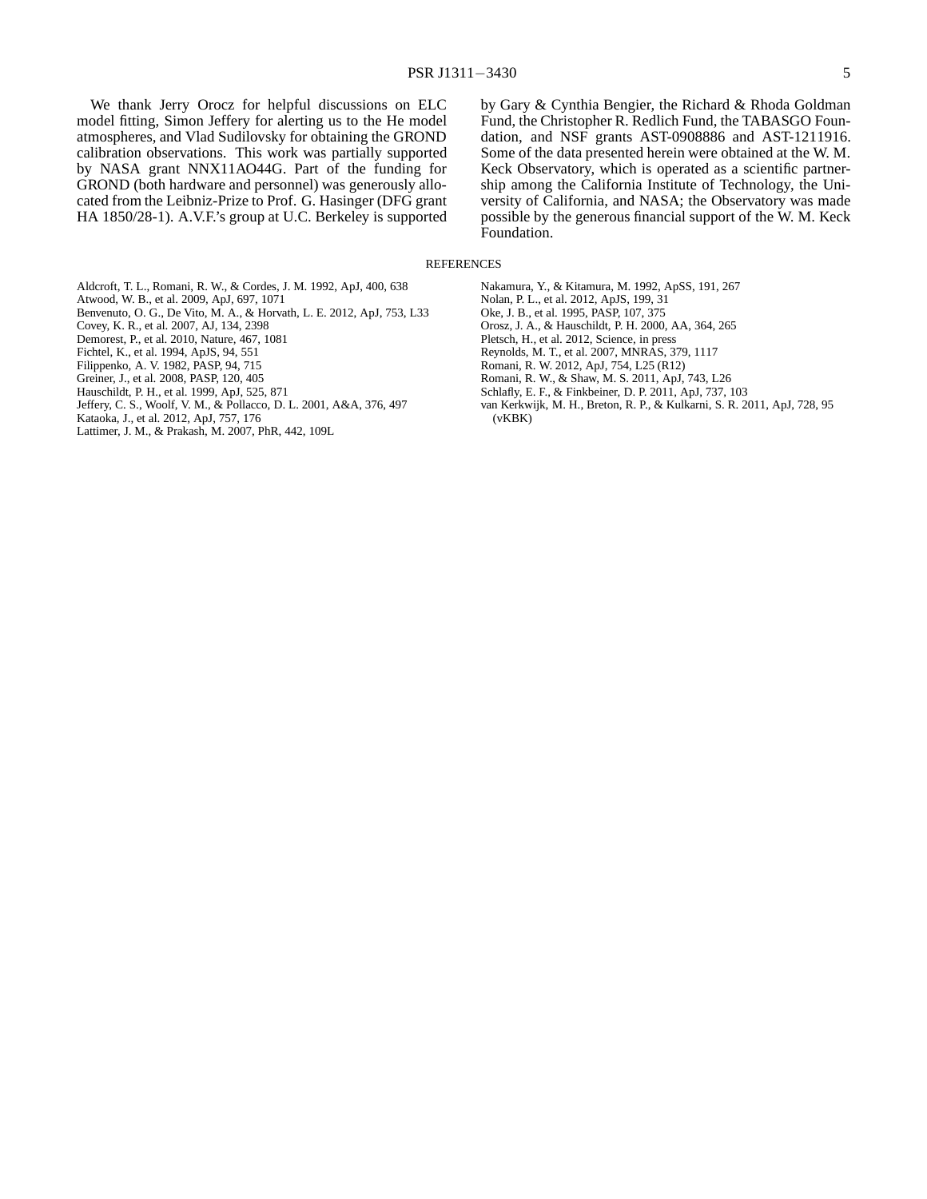We thank Jerry Orocz for helpful discussions on ELC model fitting, Simon Jeffery for alerting us to the He model atmospheres, and Vlad Sudilovsky for obtaining the GROND calibration observations. This work was partially supported by NASA grant NNX11AO44G. Part of the funding for GROND (both hardware and personnel) was generously allocated from the Leibniz-Prize to Prof. G. Hasinger (DFG grant HA 1850/28-1). A.V.F.'s group at U.C. Berkeley is supported by Gary & Cynthia Bengier, the Richard & Rhoda Goldman Fund, the Christopher R. Redlich Fund, the TABASGO Foundation, and NSF grants AST-0908886 and AST-1211916. Some of the data presented herein were obtained at the W. M. Keck Observatory, which is operated as a scientific partnership among the California Institute of Technology, the University of California, and NASA; the Observatory was made possible by the generous financial support of the W. M. Keck Foundation.

## REFERENCES

Aldcroft, T. L., Romani, R. W., & Cordes, J. M. 1992, ApJ, 400, 638
Atwood, W. B., et al. 2009, ApJ, 697, 1071
Benvenuto, O. G., De Vito, M. A., & Horvath, L. E. 2012, ApJ, 753, L33
Covey, K. R., et al. 2007, AJ, 134, 2398
Demorest, P., et al. 2010, Nature, 467, 1081
Fichtel, K., et al. 1994, ApJS, 94, 551
Filippenko, A. V. 1982, PASP, 94, 715
Greiner, J., et al. 2008, PASP, 120, 405
Hauschildt, P. H., et al. 1999, ApJ, 525, 871
Jeffery, C. S., Woolf, V. M., & Pollacco, D. L. 2001, A&A, 376, 497
Kataoka, J., et al. 2012, ApJ, 757, 176
Lattimer, J. M., & Prakash, M. 2007, PhR, 442, 109L
Nakamura, Y., & Kitamura, M. 1992, ApSS, 191, 267
Nolan, P. L., et al. 2012, ApJS, 199, 31
Oke, J. B., et al. 1995, PASP, 107, 375
Orosz, J. A., & Hauschildt, P. H. 2000, AA, 364, 265
Pletsch, H., et al. 2012, Science, in press
Reynolds, M. T., et al. 2007, MNRAS, 379, 1117
Romani, R. W. 2012, ApJ, 754, L25 (R12)
Romani, R. W., & Shaw, M. S. 2011, ApJ, 743, L26
Schlafly, E. F., & Finkbeiner, D. P. 2011, ApJ, 737, 103
van Kerkwijk, M. H., Breton, R. P., & Kulkarni, S. R. 2011, ApJ, 728, 95 (vKBK)